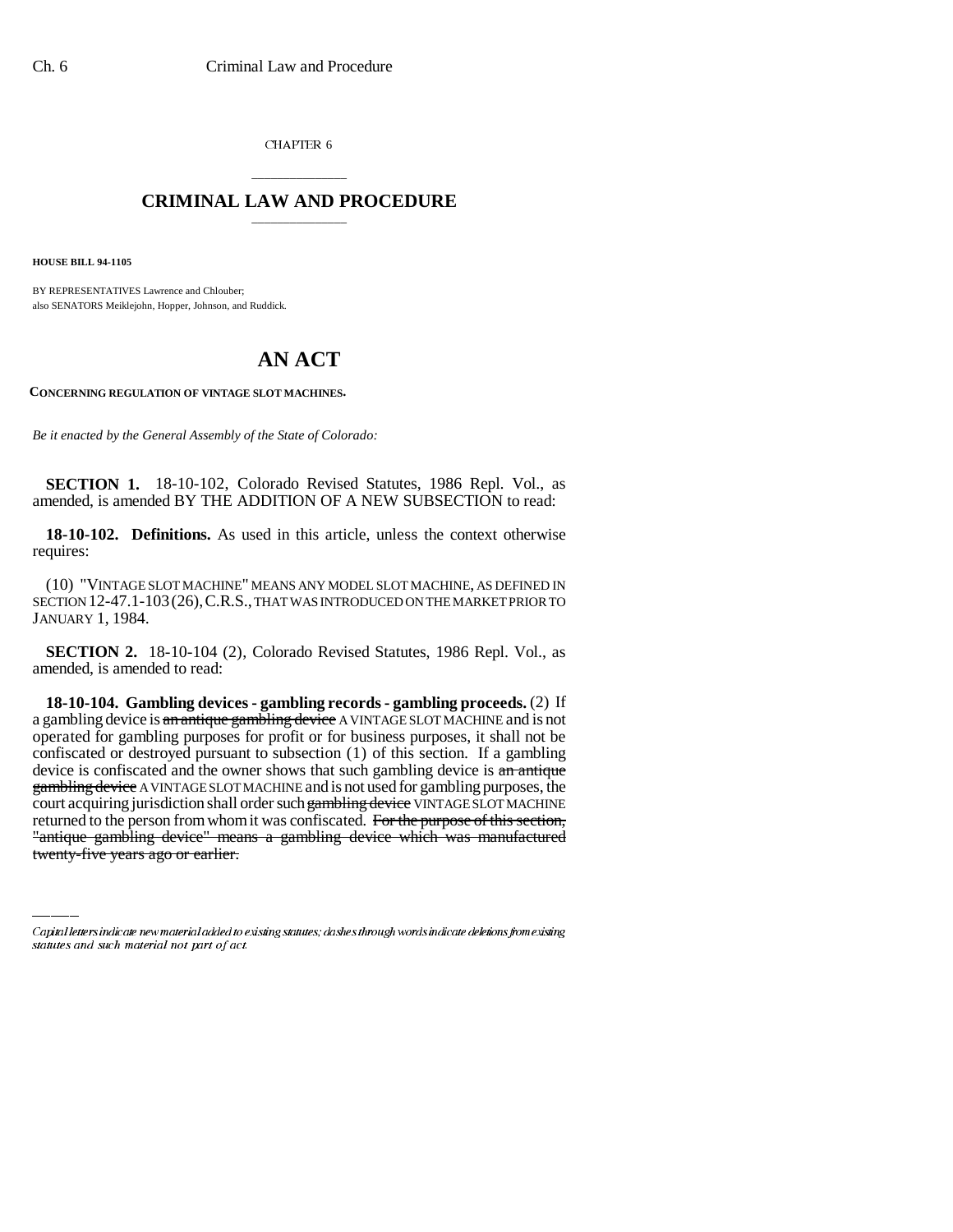CHAPTER 6

# CRIMINAL LAW AND PROCEDURE

**HOUSE BILL 94-1105**

BY REPRESENTATIVES Lawrence and Chlouber;
also SENATORS Meiklejohn, Hopper, Johnson, and Ruddick.

# AN ACT

**CONCERNING REGULATION OF VINTAGE SLOT MACHINES.**

*Be it enacted by the General Assembly of the State of Colorado:*

**SECTION 1.** 18-10-102, Colorado Revised Statutes, 1986 Repl. Vol., as amended, is amended BY THE ADDITION OF A NEW SUBSECTION to read:

**18-10-102. Definitions.** As used in this article, unless the context otherwise requires:

(10) "VINTAGE SLOT MACHINE" MEANS ANY MODEL SLOT MACHINE, AS DEFINED IN SECTION 12-47.1-103 (26), C.R.S., THAT WAS INTRODUCED ON THE MARKET PRIOR TO JANUARY 1, 1984.

**SECTION 2.** 18-10-104 (2), Colorado Revised Statutes, 1986 Repl. Vol., as amended, is amended to read:

**18-10-104. Gambling devices - gambling records - gambling proceeds.** (2) If a gambling device is ~~an antique gambling device~~ A VINTAGE SLOT MACHINE and is not operated for gambling purposes for profit or for business purposes, it shall not be confiscated or destroyed pursuant to subsection (1) of this section. If a gambling device is confiscated and the owner shows that such gambling device is ~~an antique gambling device~~ A VINTAGE SLOT MACHINE and is not used for gambling purposes, the court acquiring jurisdiction shall order such ~~gambling device~~ VINTAGE SLOT MACHINE returned to the person from whom it was confiscated. ~~For the purpose of this section, "antique gambling device" means a gambling device which was manufactured twenty-five years ago or earlier.~~

*Capital letters indicate new material added to existing statutes; dashes through words indicate deletions from existing statutes and such material not part of act.*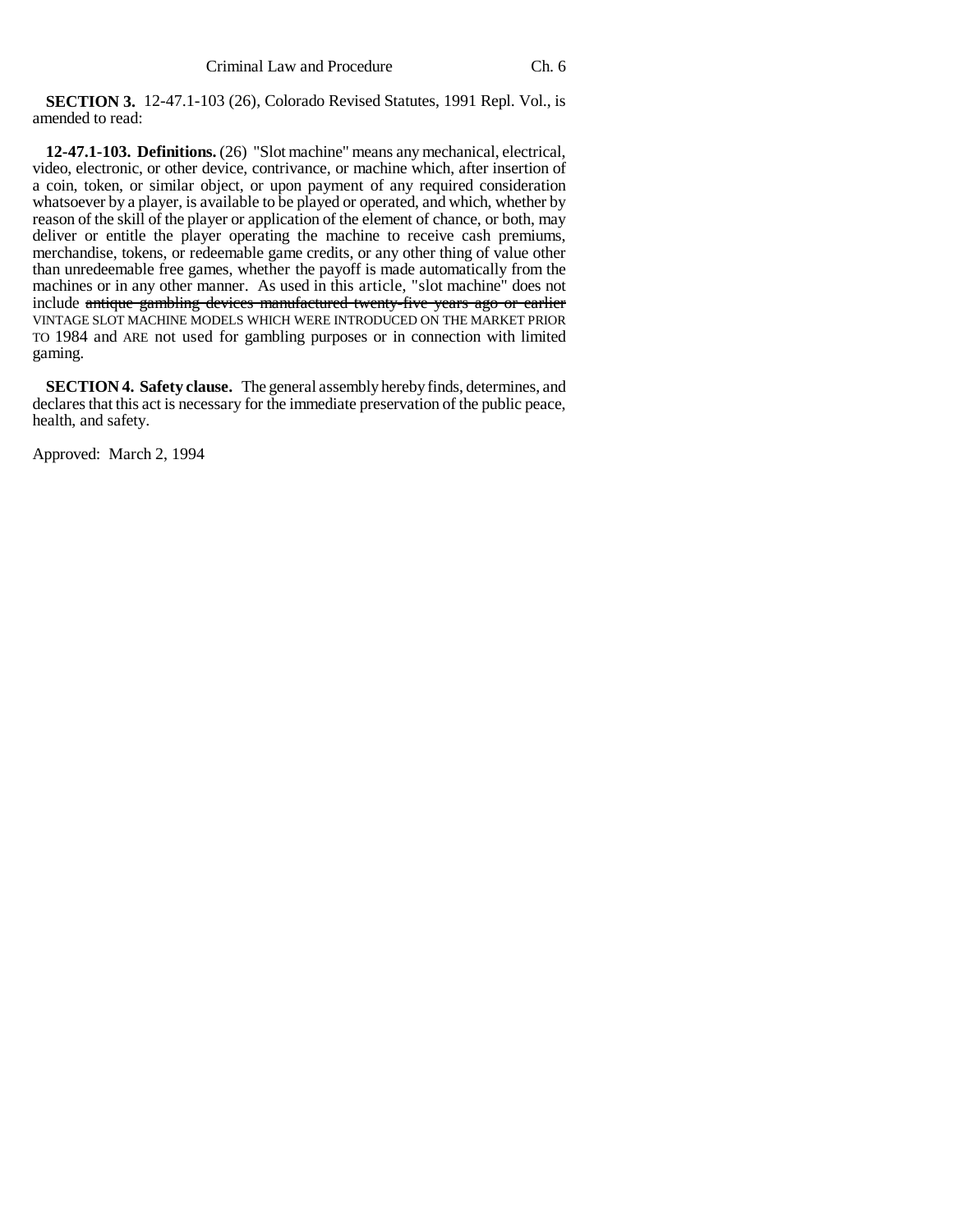**SECTION 3.** 12-47.1-103 (26), Colorado Revised Statutes, 1991 Repl. Vol., is amended to read:

**12-47.1-103. Definitions.** (26) "Slot machine" means any mechanical, electrical, video, electronic, or other device, contrivance, or machine which, after insertion of a coin, token, or similar object, or upon payment of any required consideration whatsoever by a player, is available to be played or operated, and which, whether by reason of the skill of the player or application of the element of chance, or both, may deliver or entitle the player operating the machine to receive cash premiums, merchandise, tokens, or redeemable game credits, or any other thing of value other than unredeemable free games, whether the payoff is made automatically from the machines or in any other manner. As used in this article, "slot machine" does not include ~~antique gambling devices manufactured twenty-five years ago or earlier~~ VINTAGE SLOT MACHINE MODELS WHICH WERE INTRODUCED ON THE MARKET PRIOR TO 1984 and ARE not used for gambling purposes or in connection with limited gaming.

**SECTION 4. Safety clause.** The general assembly hereby finds, determines, and declares that this act is necessary for the immediate preservation of the public peace, health, and safety.

Approved: March 2, 1994